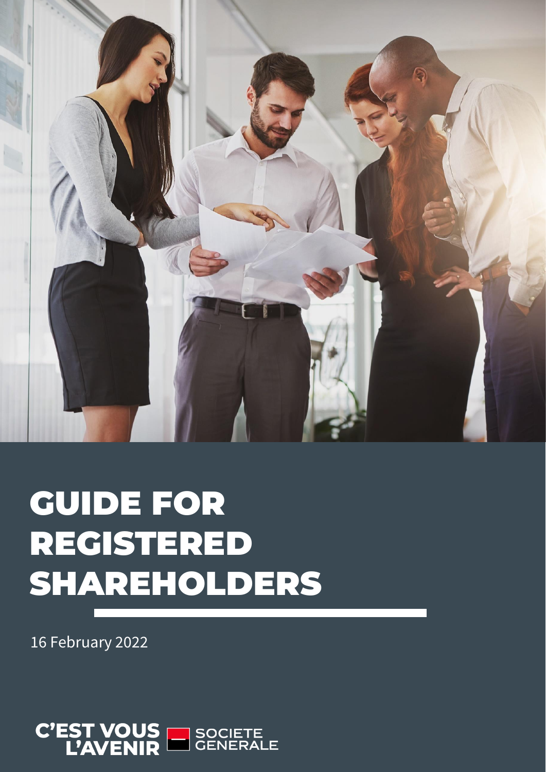# GUIDE FOR REGISTERED SHAREHOLDERS

16 February 2022

C'EST VOUS L'AVENIR SOCIETE GENERALE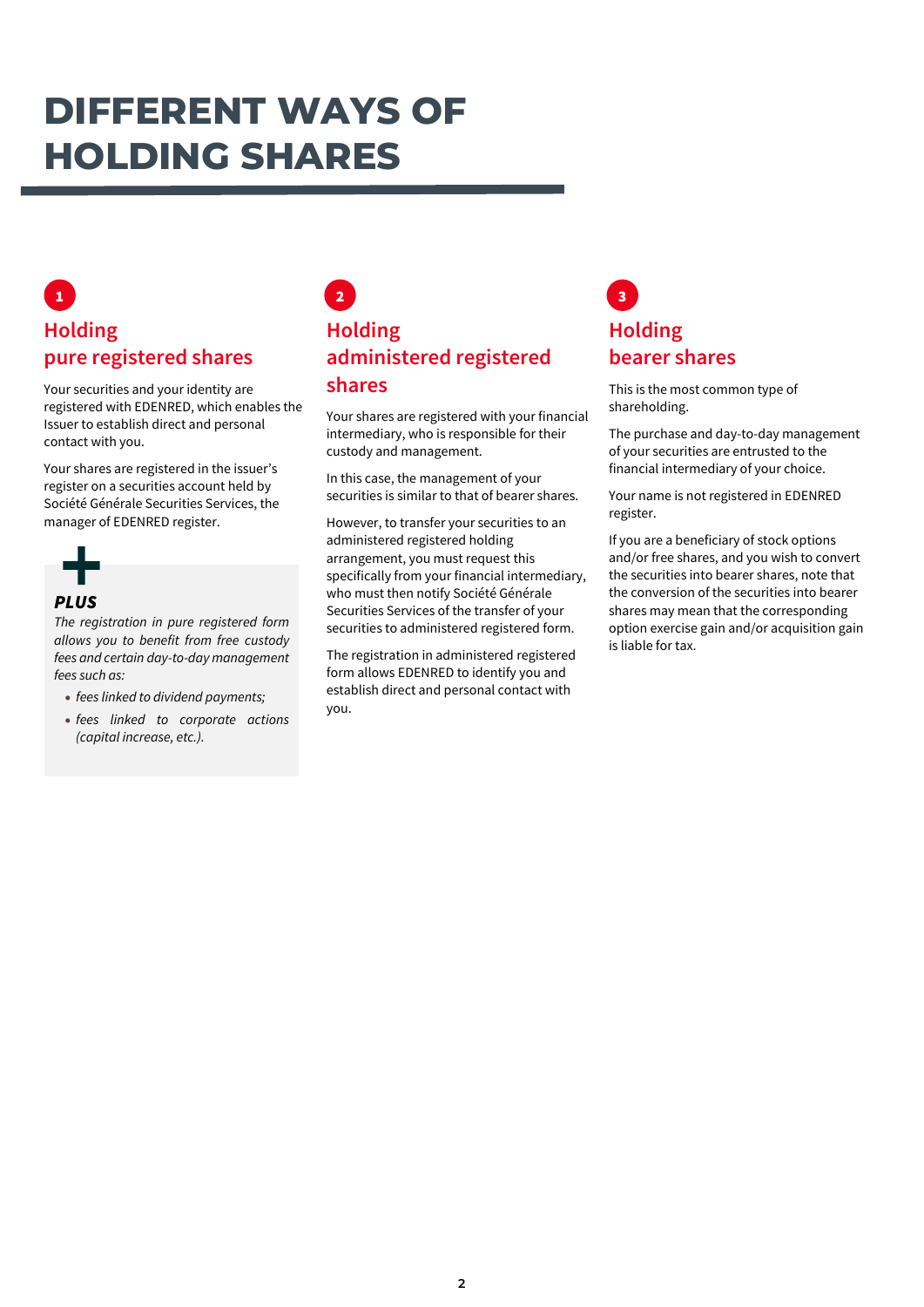# DIFFERENT WAYS OF HOLDING SHARES

## 1 Holding pure registered shares

Your securities and your identity are registered with EDENRED, which enables the Issuer to establish direct and personal contact with you.

Your shares are registered in the issuer's register on a securities account held by Société Générale Securities Services, the manager of EDENRED register.

**+ PLUS**

*The registration in pure registered form allows you to benefit from free custody fees and certain day-to-day management fees such as:*

- *fees linked to dividend payments;*
- *fees linked to corporate actions (capital increase, etc.).*

## 2 Holding administered registered shares

Your shares are registered with your financial intermediary, who is responsible for their custody and management.

In this case, the management of your securities is similar to that of bearer shares.

However, to transfer your securities to an administered registered holding arrangement, you must request this specifically from your financial intermediary, who must then notify Société Générale Securities Services of the transfer of your securities to administered registered form.

The registration in administered registered form allows EDENRED to identify you and establish direct and personal contact with you.

## 3 Holding bearer shares

This is the most common type of shareholding.

The purchase and day-to-day management of your securities are entrusted to the financial intermediary of your choice.

Your name is not registered in EDENRED register.

If you are a beneficiary of stock options and/or free shares, and you wish to convert the securities into bearer shares, note that the conversion of the securities into bearer shares may mean that the corresponding option exercise gain and/or acquisition gain is liable for tax.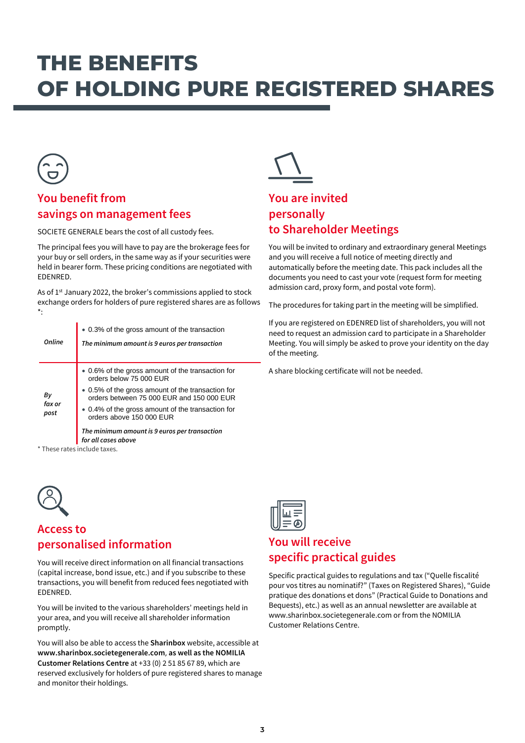# THE BENEFITS OF HOLDING PURE REGISTERED SHARES

## You benefit from savings on management fees

SOCIETE GENERALE bears the cost of all custody fees.

The principal fees you will have to pay are the brokerage fees for your buy or sell orders, in the same way as if your securities were held in bearer form. These pricing conditions are negotiated with EDENRED.

As of 1st January 2022, the broker's commissions applied to stock exchange orders for holders of pure registered shares are as follows *:

| | |
|---|---|
| *Online* | • 0.3% of the gross amount of the transaction<br>***The minimum amount is 9 euros per transaction*** |
| *By fax or post* | • 0.6% of the gross amount of the transaction for orders below 75 000 EUR<br>• 0.5% of the gross amount of the transaction for orders between 75 000 EUR and 150 000 EUR<br>• 0.4% of the gross amount of the transaction for orders above 150 000 EUR<br>***The minimum amount is 9 euros per transaction for all cases above*** |

\* These rates include taxes.

## You are invited personally to Shareholder Meetings

You will be invited to ordinary and extraordinary general Meetings and you will receive a full notice of meeting directly and automatically before the meeting date. This pack includes all the documents you need to cast your vote (request form for meeting admission card, proxy form, and postal vote form).

The procedures for taking part in the meeting will be simplified.

If you are registered on EDENRED list of shareholders, you will not need to request an admission card to participate in a Shareholder Meeting. You will simply be asked to prove your identity on the day of the meeting.

A share blocking certificate will not be needed.

## Access to personalised information

You will receive direct information on all financial transactions (capital increase, bond issue, etc.) and if you subscribe to these transactions, you will benefit from reduced fees negotiated with EDENRED.

You will be invited to the various shareholders' meetings held in your area, and you will receive all shareholder information promptly.

You will also be able to access the **Sharinbox** website, accessible at **www.sharinbox.societegenerale.com, as well as the NOMILIA Customer Relations Centre** at +33 (0) 2 51 85 67 89, which are reserved exclusively for holders of pure registered shares to manage and monitor their holdings.

## You will receive specific practical guides

Specific practical guides to regulations and tax ("Quelle fiscalité pour vos titres au nominatif?" (Taxes on Registered Shares), "Guide pratique des donations et dons" (Practical Guide to Donations and Bequests), etc.) as well as an annual newsletter are available at www.sharinbox.societegenerale.com or from the NOMILIA Customer Relations Centre.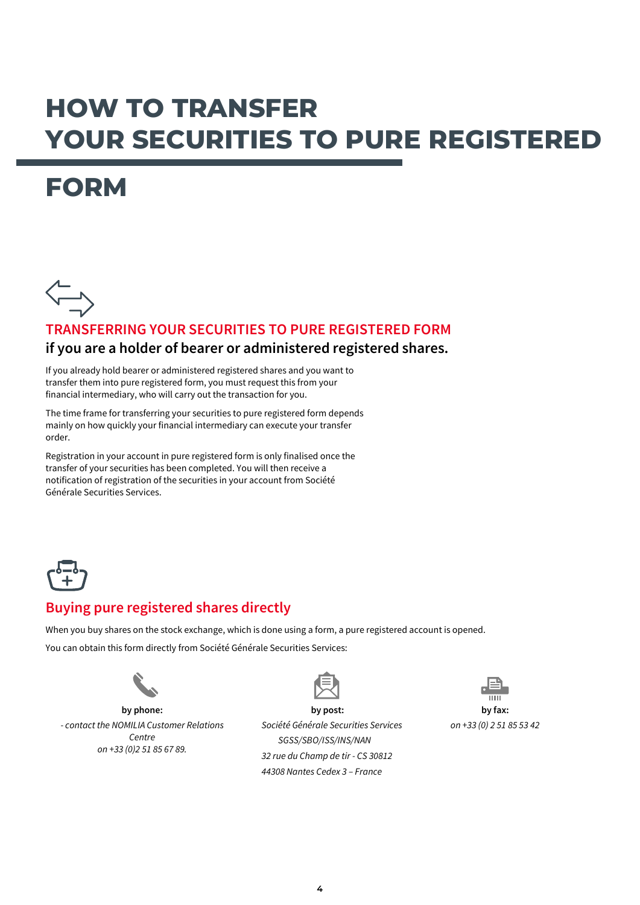# HOW TO TRANSFER YOUR SECURITIES TO PURE REGISTERED FORM

## TRANSFERRING YOUR SECURITIES TO PURE REGISTERED FORM

### if you are a holder of bearer or administered registered shares.

If you already hold bearer or administered registered shares and you want to transfer them into pure registered form, you must request this from your financial intermediary, who will carry out the transaction for you.

The time frame for transferring your securities to pure registered form depends mainly on how quickly your financial intermediary can execute your transfer order.

Registration in your account in pure registered form is only finalised once the transfer of your securities has been completed. You will then receive a notification of registration of the securities in your account from Société Générale Securities Services.

## Buying pure registered shares directly

When you buy shares on the stock exchange, which is done using a form, a pure registered account is opened.

You can obtain this form directly from Société Générale Securities Services:

**by phone:**

*- contact the NOMILIA Customer Relations Centre on +33 (0)2 51 85 67 89.*

**by post:**

*Société Générale Securities Services*
*SGSS/SBO/ISS/INS/NAN*
*32 rue du Champ de tir - CS 30812*
*44308 Nantes Cedex 3 – France*

**by fax:**

*on +33 (0) 2 51 85 53 42*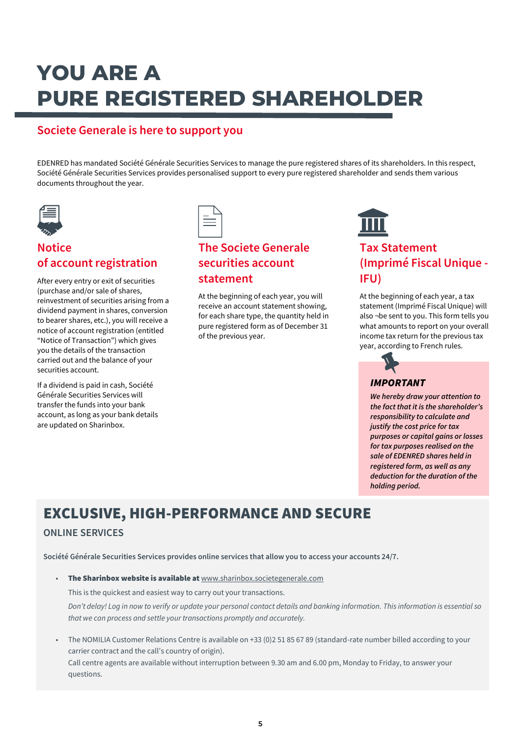# YOU ARE A PURE REGISTERED SHAREHOLDER

## Societe Generale is here to support you

EDENRED has mandated Société Générale Securities Services to manage the pure registered shares of its shareholders. In this respect, Société Générale Securities Services provides personalised support to every pure registered shareholder and sends them various documents throughout the year.

### Notice of account registration

After every entry or exit of securities (purchase and/or sale of shares, reinvestment of securities arising from a dividend payment in shares, conversion to bearer shares, etc.), you will receive a notice of account registration (entitled "Notice of Transaction") which gives you the details of the transaction carried out and the balance of your securities account.

If a dividend is paid in cash, Société Générale Securities Services will transfer the funds into your bank account, as long as your bank details are updated on Sharinbox.

### The Societe Generale securities account statement

At the beginning of each year, you will receive an account statement showing, for each share type, the quantity held in pure registered form as of December 31 of the previous year.

### Tax Statement (Imprimé Fiscal Unique - IFU)

At the beginning of each year, a tax statement (Imprimé Fiscal Unique) will also ¬be sent to you. This form tells you what amounts to report on your overall income tax return for the previous tax year, according to French rules.

***IMPORTANT***

***We hereby draw your attention to the fact that it is the shareholder's responsibility to calculate and justify the cost price for tax purposes or capital gains or losses for tax purposes realised on the sale of EDENRED shares held in registered form, as well as any deduction for the duration of the holding period.***

## EXCLUSIVE, HIGH-PERFORMANCE AND SECURE

### ONLINE SERVICES

**Société Générale Securities Services provides online services that allow you to access your accounts 24/7.**

- **The Sharinbox website is available at** www.sharinbox.societegenerale.com

  This is the quickest and easiest way to carry out your transactions.

  *Don't delay! Log in now to verify or update your personal contact details and banking information. This information is essential so that we can process and settle your transactions promptly and accurately.*

- The NOMILIA Customer Relations Centre is available on +33 (0)2 51 85 67 89 (standard-rate number billed according to your carrier contract and the call's country of origin).
  Call centre agents are available without interruption between 9.30 am and 6.00 pm, Monday to Friday, to answer your questions.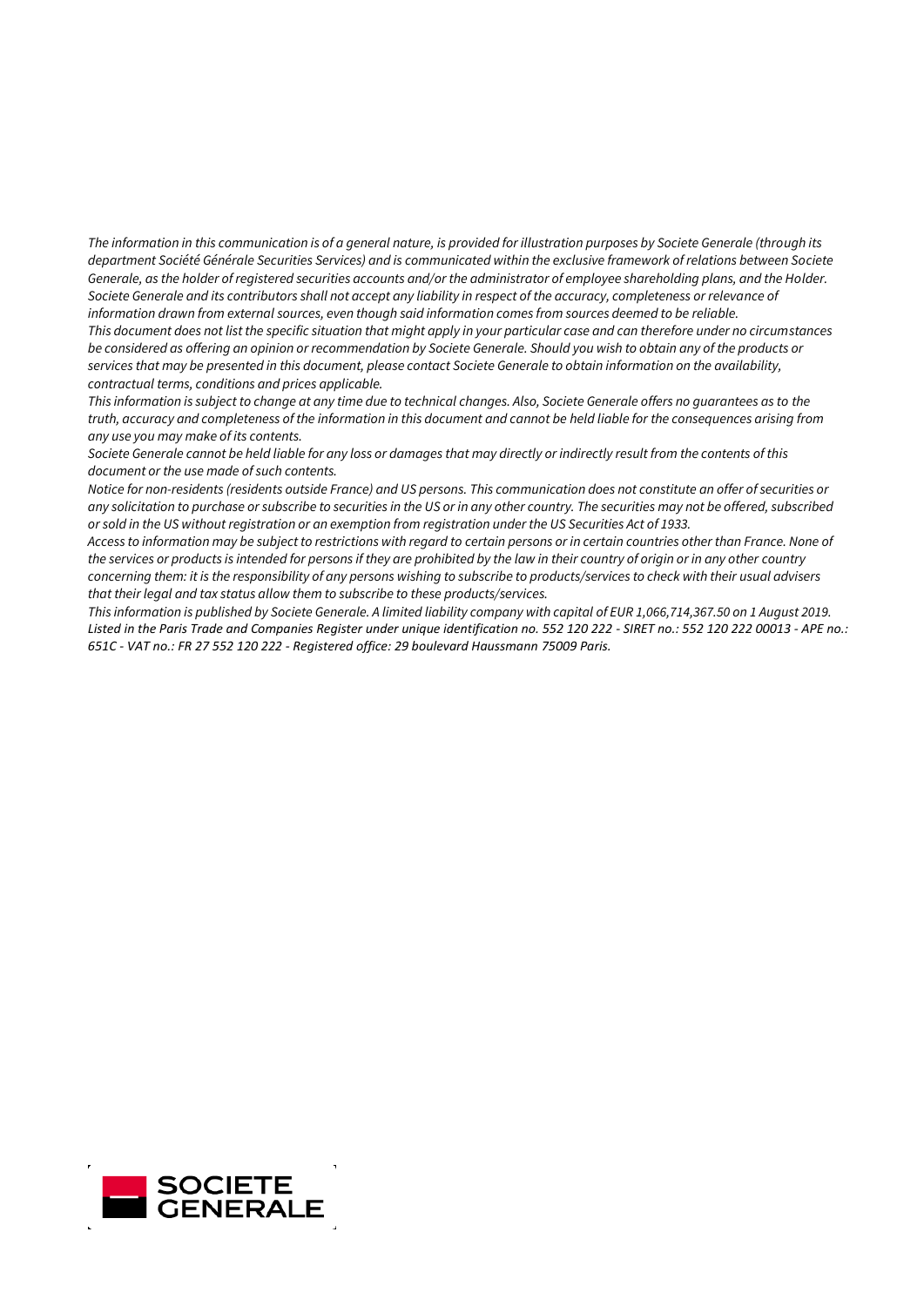*The information in this communication is of a general nature, is provided for illustration purposes by Societe Generale (through its department Société Générale Securities Services) and is communicated within the exclusive framework of relations between Societe Generale, as the holder of registered securities accounts and/or the administrator of employee shareholding plans, and the Holder. Societe Generale and its contributors shall not accept any liability in respect of the accuracy, completeness or relevance of information drawn from external sources, even though said information comes from sources deemed to be reliable.*
*This document does not list the specific situation that might apply in your particular case and can therefore under no circumstances be considered as offering an opinion or recommendation by Societe Generale. Should you wish to obtain any of the products or services that may be presented in this document, please contact Societe Generale to obtain information on the availability, contractual terms, conditions and prices applicable.*
*This information is subject to change at any time due to technical changes. Also, Societe Generale offers no guarantees as to the truth, accuracy and completeness of the information in this document and cannot be held liable for the consequences arising from any use you may make of its contents.*
*Societe Generale cannot be held liable for any loss or damages that may directly or indirectly result from the contents of this document or the use made of such contents.*
*Notice for non-residents (residents outside France) and US persons. This communication does not constitute an offer of securities or any solicitation to purchase or subscribe to securities in the US or in any other country. The securities may not be offered, subscribed or sold in the US without registration or an exemption from registration under the US Securities Act of 1933.*
*Access to information may be subject to restrictions with regard to certain persons or in certain countries other than France. None of the services or products is intended for persons if they are prohibited by the law in their country of origin or in any other country concerning them: it is the responsibility of any persons wishing to subscribe to products/services to check with their usual advisers that their legal and tax status allow them to subscribe to these products/services.*
*This information is published by Societe Generale. A limited liability company with capital of EUR 1,066,714,367.50 on 1 August 2019. Listed in the Paris Trade and Companies Register under unique identification no. 552 120 222 - SIRET no.: 552 120 222 00013 - APE no.: 651C - VAT no.: FR 27 552 120 222 - Registered office: 29 boulevard Haussmann 75009 Paris.*

SOCIETE GENERALE